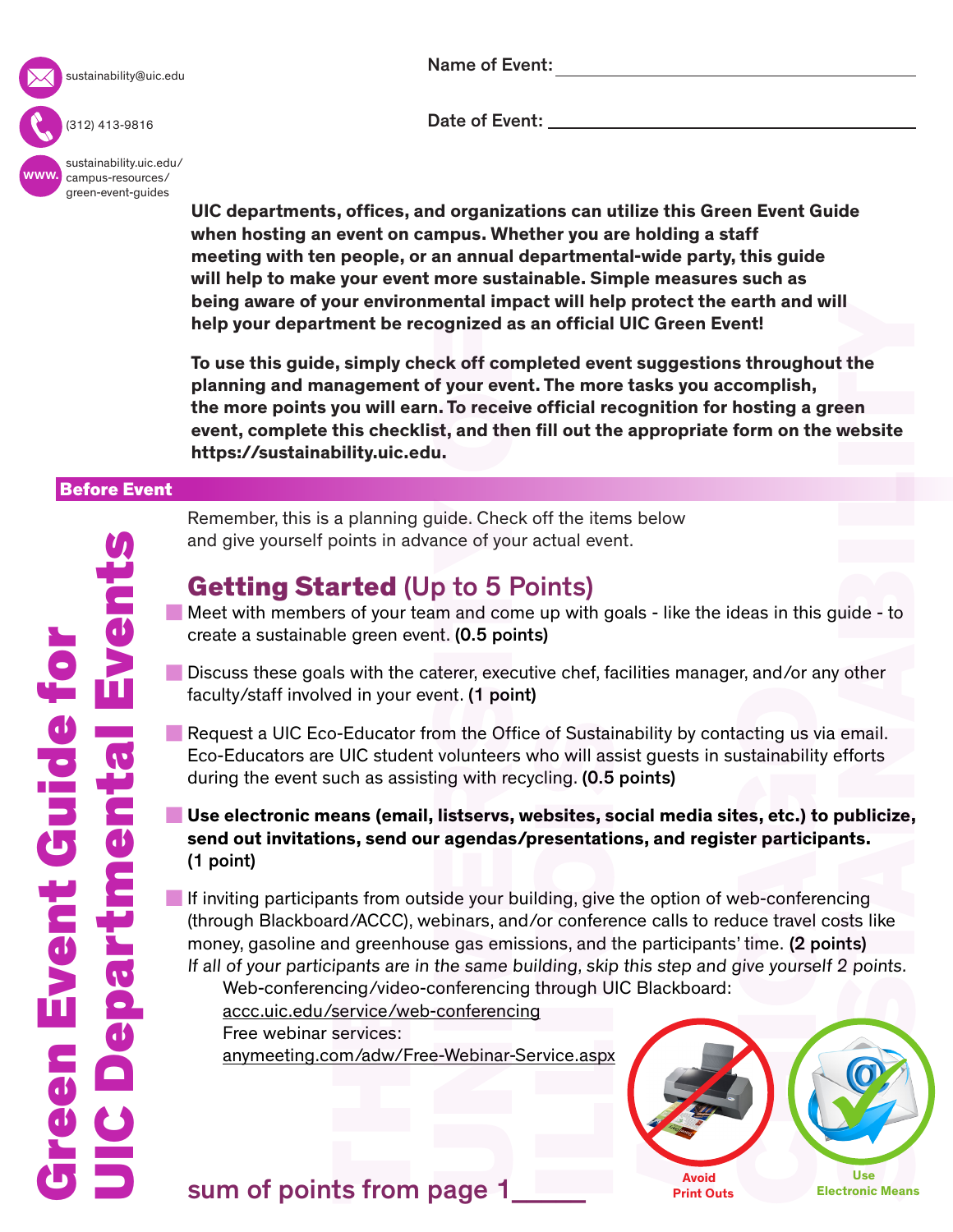sustainability@uic.edu

(312) 413-9816

sustainability.uic.edu/campus-resources/green-event-guides

Name of Event: ______________________________

Date of Event: ______________________________

# Green Event Guide for UIC Departmental Events

**UIC departments, offices, and organizations can utilize this Green Event Guide when hosting an event on campus. Whether you are holding a staff meeting with ten people, or an annual departmental-wide party, this guide will help to make your event more sustainable. Simple measures such as being aware of your environmental impact will help protect the earth and will help your department be recognized as an official UIC Green Event!**

**To use this guide, simply check off completed event suggestions throughout the planning and management of your event. The more tasks you accomplish, the more points you will earn. To receive official recognition for hosting a green event, complete this checklist, and then fill out the appropriate form on the website https://sustainability.uic.edu.**

## Before Event

Remember, this is a planning guide. Check off the items below and give yourself points in advance of your actual event.

### Getting Started (Up to 5 Points)

- Meet with members of your team and come up with goals - like the ideas in this guide - to create a sustainable green event. **(0.5 points)**
- Discuss these goals with the caterer, executive chef, facilities manager, and/or any other faculty/staff involved in your event. **(1 point)**
- Request a UIC Eco-Educator from the Office of Sustainability by contacting us via email. Eco-Educators are UIC student volunteers who will assist guests in sustainability efforts during the event such as assisting with recycling. **(0.5 points)**
- **Use electronic means (email, listservs, websites, social media sites, etc.) to publicize, send out invitations, send our agendas/presentations, and register participants. (1 point)**
- If inviting participants from outside your building, give the option of web-conferencing (through Blackboard/ACCC), webinars, and/or conference calls to reduce travel costs like money, gasoline and greenhouse gas emissions, and the participants' time. **(2 points)**
  *If all of your participants are in the same building, skip this step and give yourself 2 points.*
  Web-conferencing/video-conferencing through UIC Blackboard:
  accc.uic.edu/service/web-conferencing
  Free webinar services:
  anymeeting.com/adw/Free-Webinar-Service.aspx

Avoid Print Outs

Use Electronic Means

sum of points from page 1_____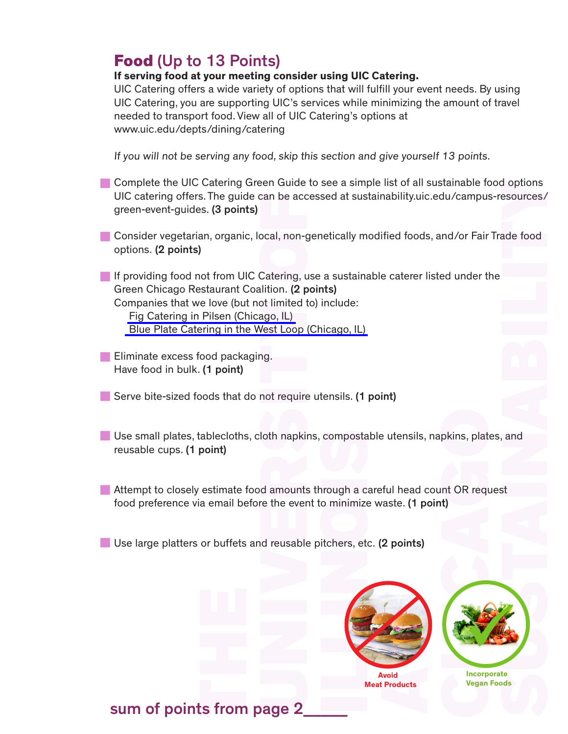## **Food** (Up to 13 Points)

**If serving food at your meeting consider using UIC Catering.**

UIC Catering offers a wide variety of options that will fulfill your event needs. By using UIC Catering, you are supporting UIC's services while minimizing the amount of travel needed to transport food. View all of UIC Catering's options at www.uic.edu/depts/dining/catering

*If you will not be serving any food, skip this section and give yourself 13 points.*

- Complete the UIC Catering Green Guide to see a simple list of all sustainable food options UIC catering offers. The guide can be accessed at sustainability.uic.edu/campus-resources/green-event-guides. **(3 points)**

- Consider vegetarian, organic, local, non-genetically modified foods, and/or Fair Trade food options. **(2 points)**

- If providing food not from UIC Catering, use a sustainable caterer listed under the Green Chicago Restaurant Coalition. **(2 points)**
  Companies that we love (but not limited to) include:
  - Fig Catering in Pilsen (Chicago, IL)
  - Blue Plate Catering in the West Loop (Chicago, IL)

- Eliminate excess food packaging.
  Have food in bulk. **(1 point)**

- Serve bite-sized foods that do not require utensils. **(1 point)**

- Use small plates, tablecloths, cloth napkins, compostable utensils, napkins, plates, and reusable cups. **(1 point)**

- Attempt to closely estimate food amounts through a careful head count OR request food preference via email before the event to minimize waste. **(1 point)**

- Use large platters or buffets and reusable pitchers, etc. **(2 points)**

Avoid Meat Products

Incorporate Vegan Foods

sum of points from page 2_____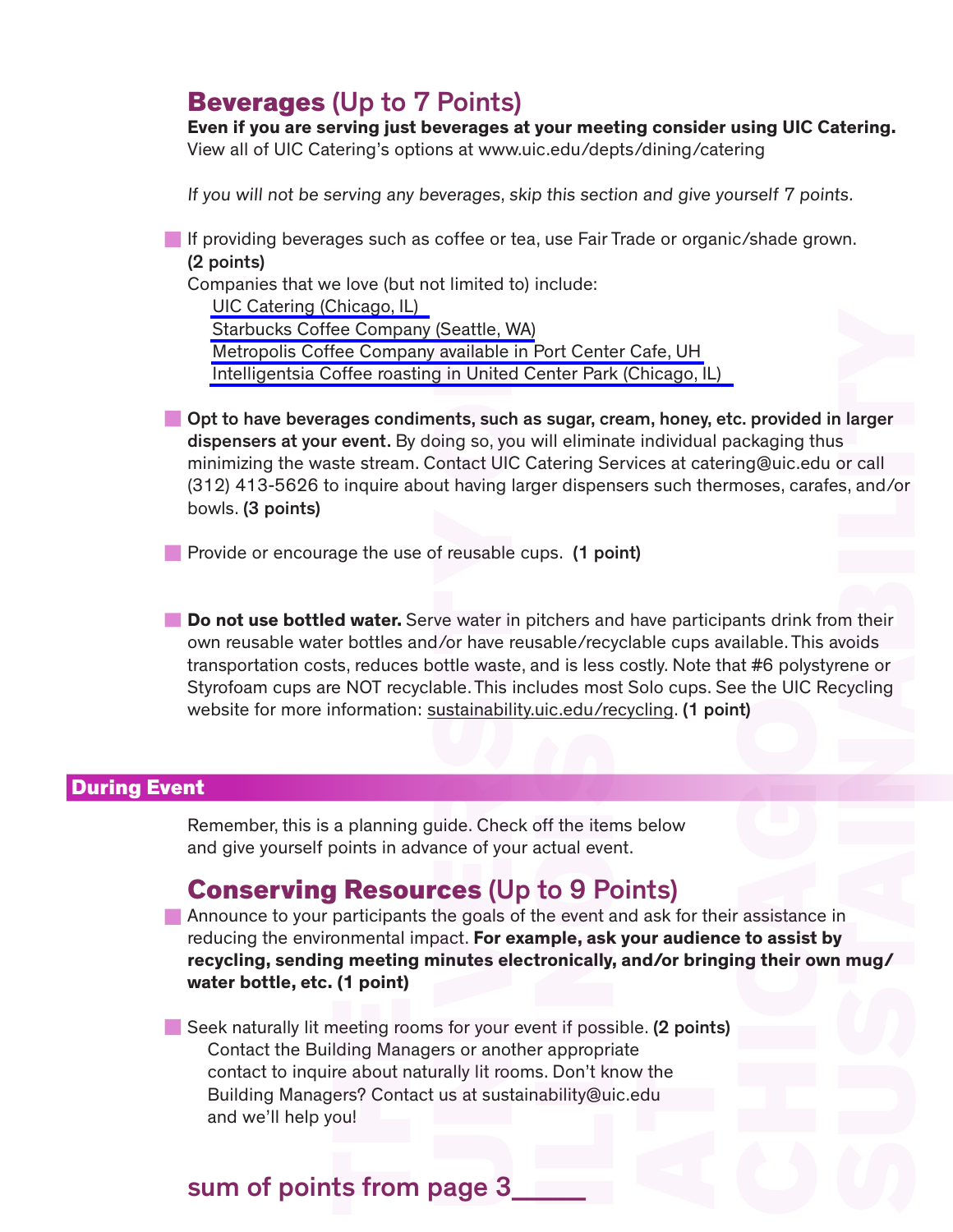## Beverages (Up to 7 Points)

**Even if you are serving just beverages at your meeting consider using UIC Catering.**
View all of UIC Catering's options at www.uic.edu/depts/dining/catering

*If you will not be serving any beverages, skip this section and give yourself 7 points.*

- If providing beverages such as coffee or tea, use Fair Trade or organic/shade grown. **(2 points)**
  Companies that we love (but not limited to) include:
  - UIC Catering (Chicago, IL)
  - Starbucks Coffee Company (Seattle, WA)
  - Metropolis Coffee Company available in Port Center Cafe, UH
  - Intelligentsia Coffee roasting in United Center Park (Chicago, IL)

- **Opt to have beverages condiments, such as sugar, cream, honey, etc. provided in larger dispensers at your event.** By doing so, you will eliminate individual packaging thus minimizing the waste stream. Contact UIC Catering Services at catering@uic.edu or call (312) 413-5626 to inquire about having larger dispensers such thermoses, carafes, and/or bowls. **(3 points)**

- Provide or encourage the use of reusable cups. **(1 point)**

- **Do not use bottled water.** Serve water in pitchers and have participants drink from their own reusable water bottles and/or have reusable/recyclable cups available. This avoids transportation costs, reduces bottle waste, and is less costly. Note that #6 polystyrene or Styrofoam cups are NOT recyclable. This includes most Solo cups. See the UIC Recycling website for more information: sustainability.uic.edu/recycling. **(1 point)**

## During Event

Remember, this is a planning guide. Check off the items below and give yourself points in advance of your actual event.

## Conserving Resources (Up to 9 Points)

- Announce to your participants the goals of the event and ask for their assistance in reducing the environmental impact. **For example, ask your audience to assist by recycling, sending meeting minutes electronically, and/or bringing their own mug/water bottle, etc. (1 point)**

- Seek naturally lit meeting rooms for your event if possible. **(2 points)**
  Contact the Building Managers or another appropriate contact to inquire about naturally lit rooms. Don't know the Building Managers? Contact us at sustainability@uic.edu and we'll help you!

sum of points from page 3_____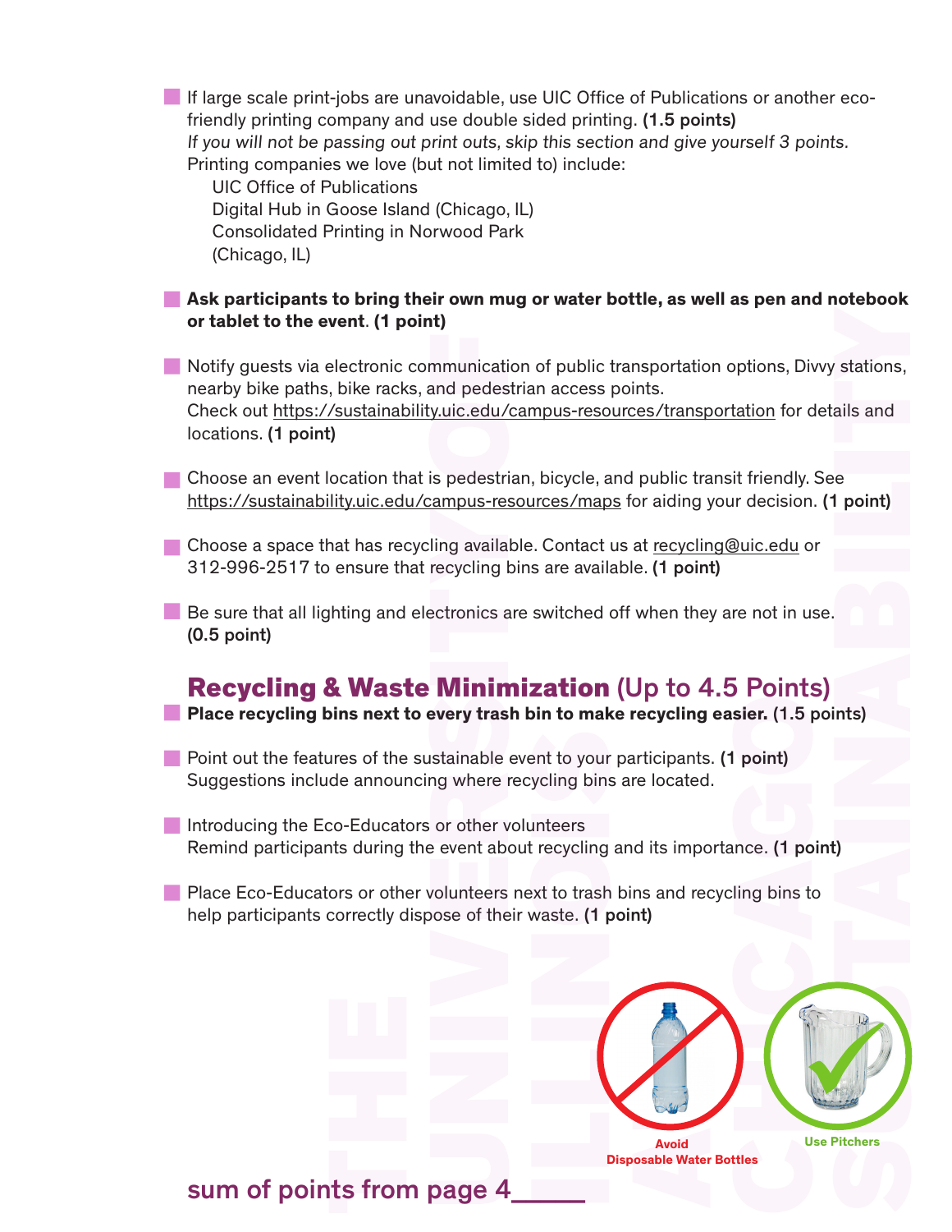- If large scale print-jobs are unavoidable, use UIC Office of Publications or another eco-friendly printing company and use double sided printing. **(1.5 points)**
  *If you will not be passing out print outs, skip this section and give yourself 3 points.*
  Printing companies we love (but not limited to) include:
  - UIC Office of Publications
  - Digital Hub in Goose Island (Chicago, IL)
  - Consolidated Printing in Norwood Park (Chicago, IL)

- **Ask participants to bring their own mug or water bottle, as well as pen and notebook or tablet to the event. (1 point)**

- Notify guests via electronic communication of public transportation options, Divvy stations, nearby bike paths, bike racks, and pedestrian access points.
  Check out https://sustainability.uic.edu/campus-resources/transportation for details and locations. **(1 point)**

- Choose an event location that is pedestrian, bicycle, and public transit friendly. See https://sustainability.uic.edu/campus-resources/maps for aiding your decision. **(1 point)**

- Choose a space that has recycling available. Contact us at recycling@uic.edu or 312-996-2517 to ensure that recycling bins are available. **(1 point)**

- Be sure that all lighting and electronics are switched off when they are not in use. **(0.5 point)**

## Recycling & Waste Minimization (Up to 4.5 Points)

- **Place recycling bins next to every trash bin to make recycling easier.** (1.5 points)

- Point out the features of the sustainable event to your participants. **(1 point)**
  Suggestions include announcing where recycling bins are located.

- Introducing the Eco-Educators or other volunteers
  Remind participants during the event about recycling and its importance. **(1 point)**

- Place Eco-Educators or other volunteers next to trash bins and recycling bins to help participants correctly dispose of their waste. **(1 point)**

Avoid Disposable Water Bottles

Use Pitchers

sum of points from page 4\_\_\_\_\_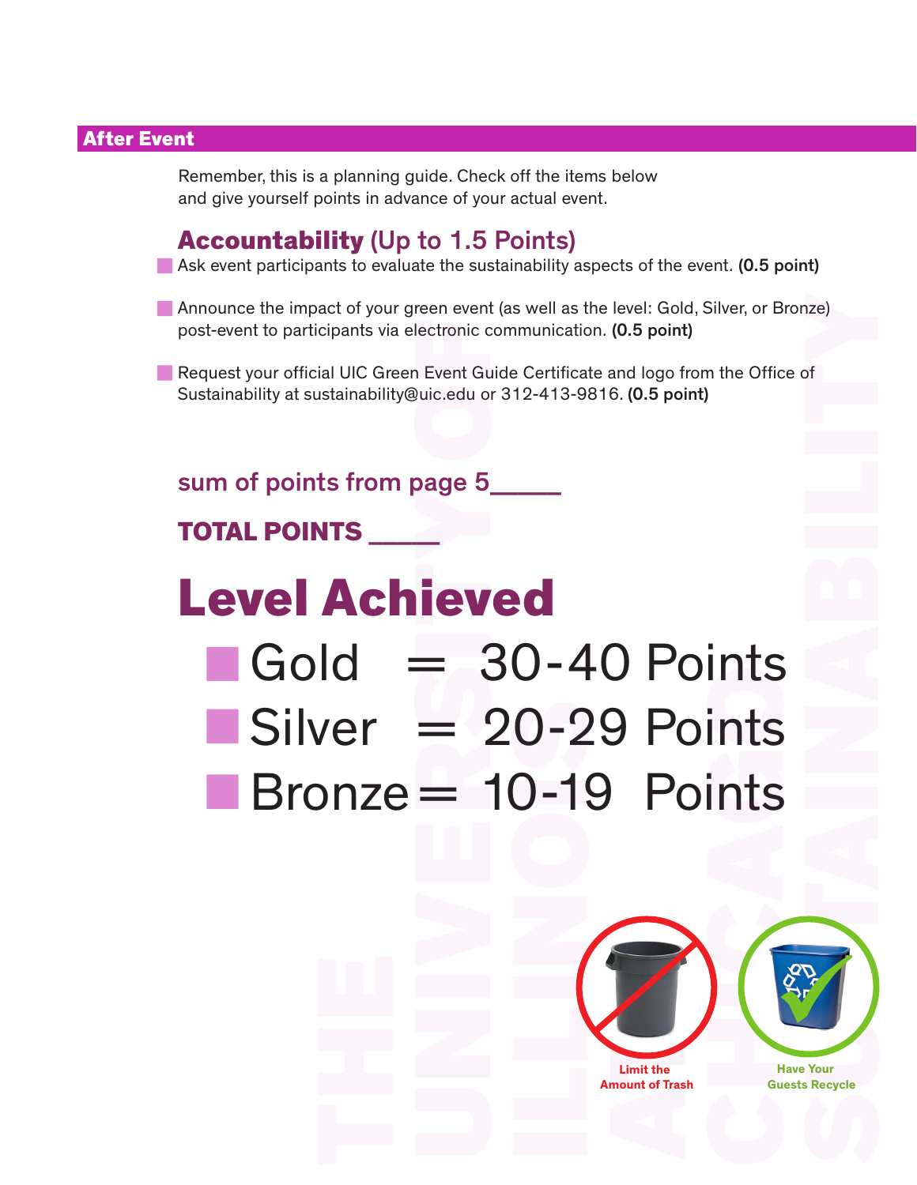## After Event

Remember, this is a planning guide. Check off the items below and give yourself points in advance of your actual event.

### Accountability (Up to 1.5 Points)

- Ask event participants to evaluate the sustainability aspects of the event. **(0.5 point)**
- Announce the impact of your green event (as well as the level: Gold, Silver, or Bronze) post-event to participants via electronic communication. **(0.5 point)**
- Request your official UIC Green Event Guide Certificate and logo from the Office of Sustainability at sustainability@uic.edu or 312-413-9816. **(0.5 point)**

sum of points from page 5_____

**TOTAL POINTS _____**

# Level Achieved

- Gold = 30-40 Points
- Silver = 20-29 Points
- Bronze = 10-19 Points

Limit the Amount of Trash

Have Your Guests Recycle